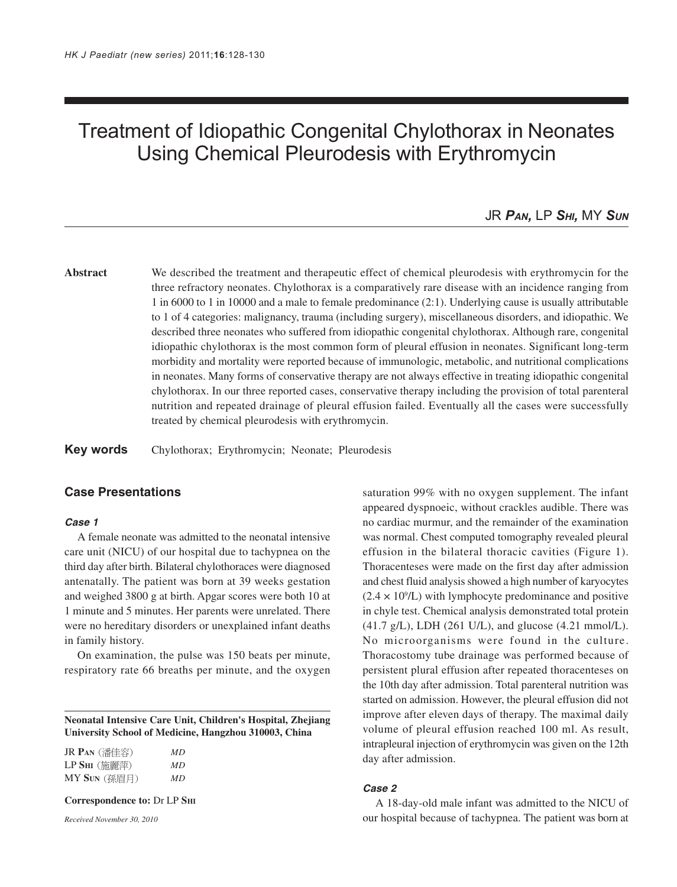# Treatment of Idiopathic Congenital Chylothorax in Neonates Using Chemical Pleurodesis with Erythromycin

JR ***Pan***, LP ***Shi***, MY ***Sun***

**Abstract** We described the treatment and therapeutic effect of chemical pleurodesis with erythromycin for the three refractory neonates. Chylothorax is a comparatively rare disease with an incidence ranging from 1 in 6000 to 1 in 10000 and a male to female predominance (2:1). Underlying cause is usually attributable to 1 of 4 categories: malignancy, trauma (including surgery), miscellaneous disorders, and idiopathic. We described three neonates who suffered from idiopathic congenital chylothorax. Although rare, congenital idiopathic chylothorax is the most common form of pleural effusion in neonates. Significant long-term morbidity and mortality were reported because of immunologic, metabolic, and nutritional complications in neonates. Many forms of conservative therapy are not always effective in treating idiopathic congenital chylothorax. In our three reported cases, conservative therapy including the provision of total parenteral nutrition and repeated drainage of pleural effusion failed. Eventually all the cases were successfully treated by chemical pleurodesis with erythromycin.

**Key words** Chylothorax; Erythromycin; Neonate; Pleurodesis

## Case Presentations

### *Case 1*

A female neonate was admitted to the neonatal intensive care unit (NICU) of our hospital due to tachypnea on the third day after birth. Bilateral chylothoraces were diagnosed antenatally. The patient was born at 39 weeks gestation and weighed 3800 g at birth. Apgar scores were both 10 at 1 minute and 5 minutes. Her parents were unrelated. There were no hereditary disorders or unexplained infant deaths in family history.

On examination, the pulse was 150 beats per minute, respiratory rate 66 breaths per minute, and the oxygen saturation 99% with no oxygen supplement. The infant appeared dyspnoeic, without crackles audible. There was no cardiac murmur, and the remainder of the examination was normal. Chest computed tomography revealed pleural effusion in the bilateral thoracic cavities (Figure 1). Thoracenteses were made on the first day after admission and chest fluid analysis showed a high number of karyocytes ($2.4 \times 10^9$/L) with lymphocyte predominance and positive in chyle test. Chemical analysis demonstrated total protein (41.7 g/L), LDH (261 U/L), and glucose (4.21 mmol/L). No microorganisms were found in the culture. Thoracostomy tube drainage was performed because of persistent plural effusion after repeated thoracenteses on the 10th day after admission. Total parenteral nutrition was started on admission. However, the pleural effusion did not improve after eleven days of therapy. The maximal daily volume of pleural effusion reached 100 ml. As result, intrapleural injection of erythromycin was given on the 12th day after admission.

### *Case 2*

A 18-day-old male infant was admitted to the NICU of our hospital because of tachypnea. The patient was born at

---

**Neonatal Intensive Care Unit, Children's Hospital, Zhejiang University School of Medicine, Hangzhou 310003, China**

JR **Pan** (潘佳容) *MD*
LP **Shi** (施麗萍) *MD*
MY **Sun** (孫眉月) *MD*

**Correspondence to:** Dr LP **Shi**

*Received November 30, 2010*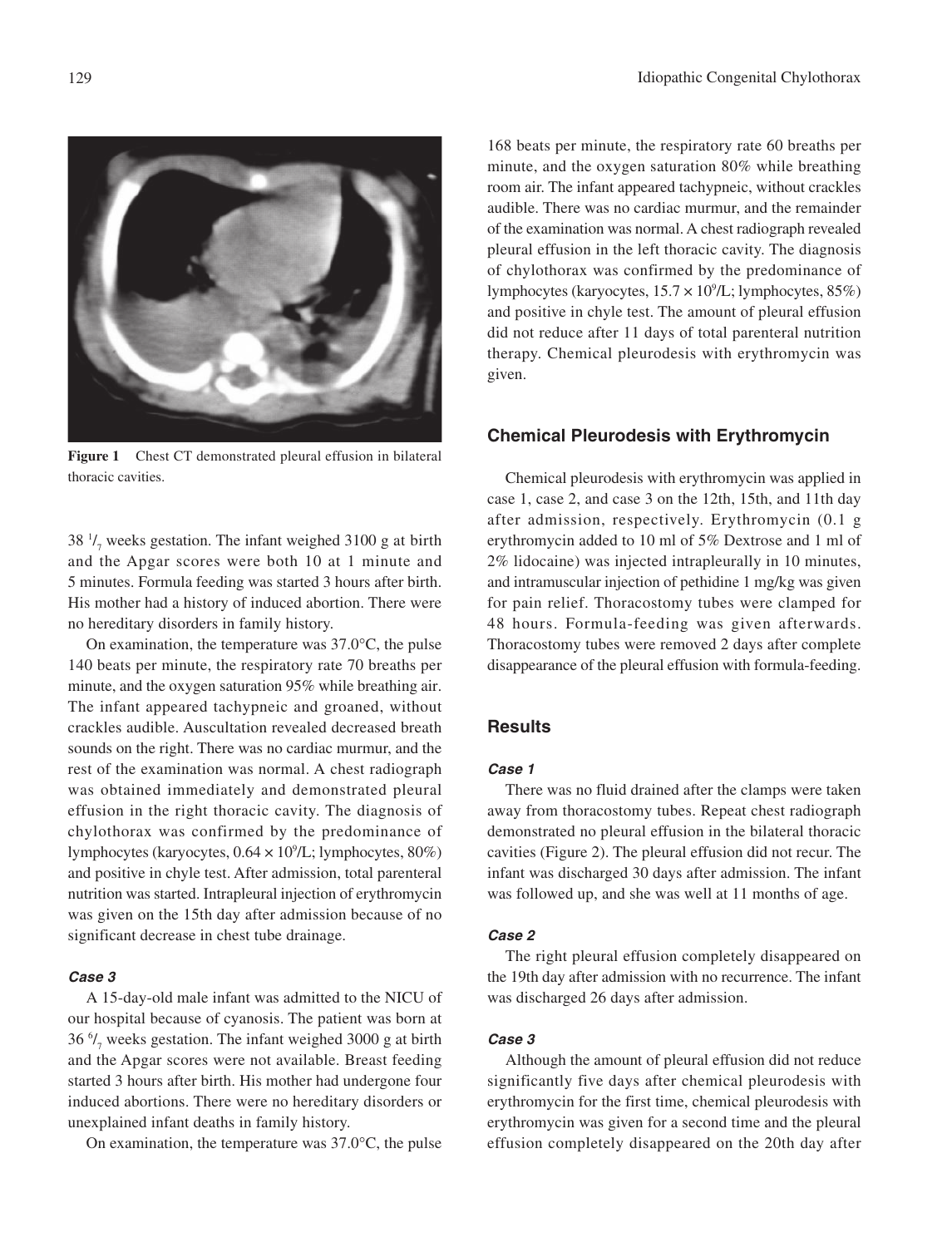Figure 1 Chest CT demonstrated pleural effusion in bilateral thoracic cavities.

38 $^{1}/_{7}$ weeks gestation. The infant weighed 3100 g at birth and the Apgar scores were both 10 at 1 minute and 5 minutes. Formula feeding was started 3 hours after birth. His mother had a history of induced abortion. There were no hereditary disorders in family history.

On examination, the temperature was 37.0°C, the pulse 140 beats per minute, the respiratory rate 70 breaths per minute, and the oxygen saturation 95% while breathing air. The infant appeared tachypneic and groaned, without crackles audible. Auscultation revealed decreased breath sounds on the right. There was no cardiac murmur, and the rest of the examination was normal. A chest radiograph was obtained immediately and demonstrated pleural effusion in the right thoracic cavity. The diagnosis of chylothorax was confirmed by the predominance of lymphocytes (karyocytes, $0.64 \times 10^9$/L; lymphocytes, 80%) and positive in chyle test. After admission, total parenteral nutrition was started. Intrapleural injection of erythromycin was given on the 15th day after admission because of no significant decrease in chest tube drainage.

#### *Case 3*

A 15-day-old male infant was admitted to the NICU of our hospital because of cyanosis. The patient was born at 36 $^{6}/_{7}$ weeks gestation. The infant weighed 3000 g at birth and the Apgar scores were not available. Breast feeding started 3 hours after birth. His mother had undergone four induced abortions. There were no hereditary disorders or unexplained infant deaths in family history.

On examination, the temperature was 37.0°C, the pulse 168 beats per minute, the respiratory rate 60 breaths per minute, and the oxygen saturation 80% while breathing room air. The infant appeared tachypneic, without crackles audible. There was no cardiac murmur, and the remainder of the examination was normal. A chest radiograph revealed pleural effusion in the left thoracic cavity. The diagnosis of chylothorax was confirmed by the predominance of lymphocytes (karyocytes, $15.7 \times 10^9$/L; lymphocytes, 85%) and positive in chyle test. The amount of pleural effusion did not reduce after 11 days of total parenteral nutrition therapy. Chemical pleurodesis with erythromycin was given.

### Chemical Pleurodesis with Erythromycin

Chemical pleurodesis with erythromycin was applied in case 1, case 2, and case 3 on the 12th, 15th, and 11th day after admission, respectively. Erythromycin (0.1 g erythromycin added to 10 ml of 5% Dextrose and 1 ml of 2% lidocaine) was injected intrapleurally in 10 minutes, and intramuscular injection of pethidine 1 mg/kg was given for pain relief. Thoracostomy tubes were clamped for 48 hours. Formula-feeding was given afterwards. Thoracostomy tubes were removed 2 days after complete disappearance of the pleural effusion with formula-feeding.

### Results

#### *Case 1*

There was no fluid drained after the clamps were taken away from thoracostomy tubes. Repeat chest radiograph demonstrated no pleural effusion in the bilateral thoracic cavities (Figure 2). The pleural effusion did not recur. The infant was discharged 30 days after admission. The infant was followed up, and she was well at 11 months of age.

#### *Case 2*

The right pleural effusion completely disappeared on the 19th day after admission with no recurrence. The infant was discharged 26 days after admission.

#### *Case 3*

Although the amount of pleural effusion did not reduce significantly five days after chemical pleurodesis with erythromycin for the first time, chemical pleurodesis with erythromycin was given for a second time and the pleural effusion completely disappeared on the 20th day after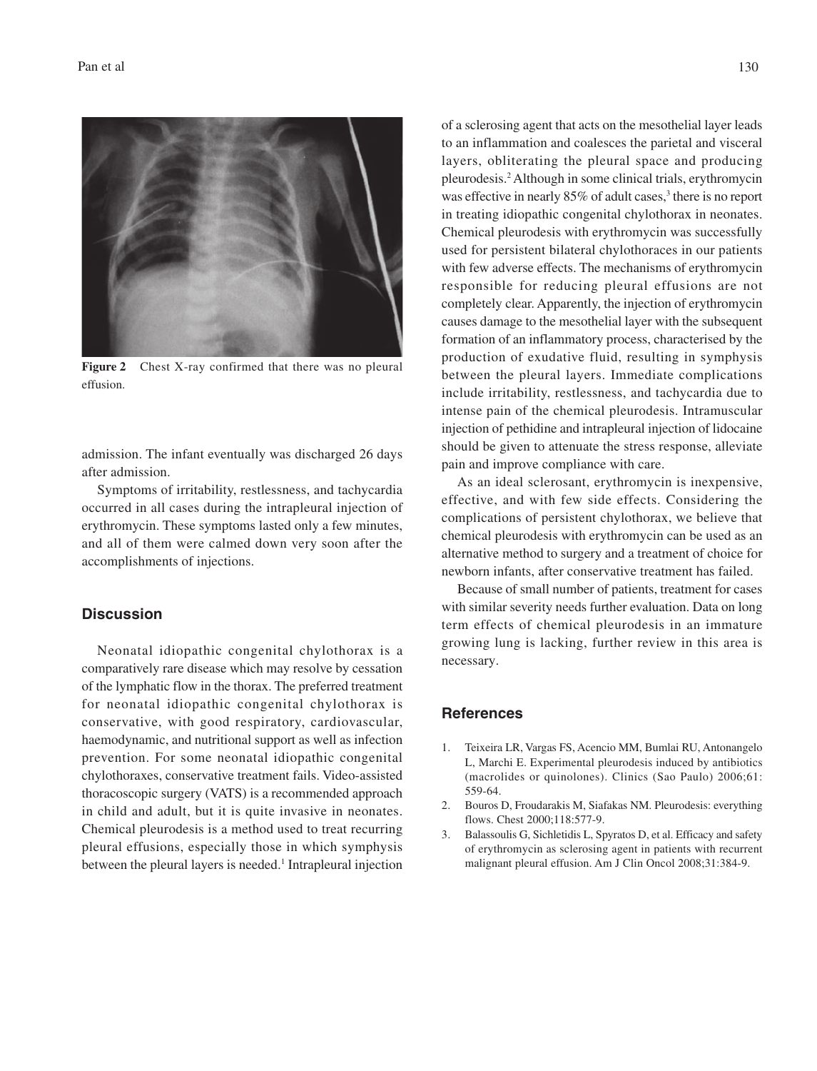**Figure 2** Chest X-ray confirmed that there was no pleural effusion.

admission. The infant eventually was discharged 26 days after admission.

Symptoms of irritability, restlessness, and tachycardia occurred in all cases during the intrapleural injection of erythromycin. These symptoms lasted only a few minutes, and all of them were calmed down very soon after the accomplishments of injections.

## Discussion

Neonatal idiopathic congenital chylothorax is a comparatively rare disease which may resolve by cessation of the lymphatic flow in the thorax. The preferred treatment for neonatal idiopathic congenital chylothorax is conservative, with good respiratory, cardiovascular, haemodynamic, and nutritional support as well as infection prevention. For some neonatal idiopathic congenital chylothoraxes, conservative treatment fails. Video-assisted thoracoscopic surgery (VATS) is a recommended approach in child and adult, but it is quite invasive in neonates. Chemical pleurodesis is a method used to treat recurring pleural effusions, especially those in which symphysis between the pleural layers is needed.[1] Intrapleural injection of a sclerosing agent that acts on the mesothelial layer leads to an inflammation and coalesces the parietal and visceral layers, obliterating the pleural space and producing pleurodesis.[2] Although in some clinical trials, erythromycin was effective in nearly 85% of adult cases,[3] there is no report in treating idiopathic congenital chylothorax in neonates. Chemical pleurodesis with erythromycin was successfully used for persistent bilateral chylothoraces in our patients with few adverse effects. The mechanisms of erythromycin responsible for reducing pleural effusions are not completely clear. Apparently, the injection of erythromycin causes damage to the mesothelial layer with the subsequent formation of an inflammatory process, characterised by the production of exudative fluid, resulting in symphysis between the pleural layers. Immediate complications include irritability, restlessness, and tachycardia due to intense pain of the chemical pleurodesis. Intramuscular injection of pethidine and intrapleural injection of lidocaine should be given to attenuate the stress response, alleviate pain and improve compliance with care.

As an ideal sclerosant, erythromycin is inexpensive, effective, and with few side effects. Considering the complications of persistent chylothorax, we believe that chemical pleurodesis with erythromycin can be used as an alternative method to surgery and a treatment of choice for newborn infants, after conservative treatment has failed.

Because of small number of patients, treatment for cases with similar severity needs further evaluation. Data on long term effects of chemical pleurodesis in an immature growing lung is lacking, further review in this area is necessary.

## References

1. Teixeira LR, Vargas FS, Acencio MM, Bumlai RU, Antonangelo L, Marchi E. Experimental pleurodesis induced by antibiotics (macrolides or quinolones). Clinics (Sao Paulo) 2006;61: 559-64.
2. Bouros D, Froudarakis M, Siafakas NM. Pleurodesis: everything flows. Chest 2000;118:577-9.
3. Balassoulis G, Sichletidis L, Spyratos D, et al. Efficacy and safety of erythromycin as sclerosing agent in patients with recurrent malignant pleural effusion. Am J Clin Oncol 2008;31:384-9.